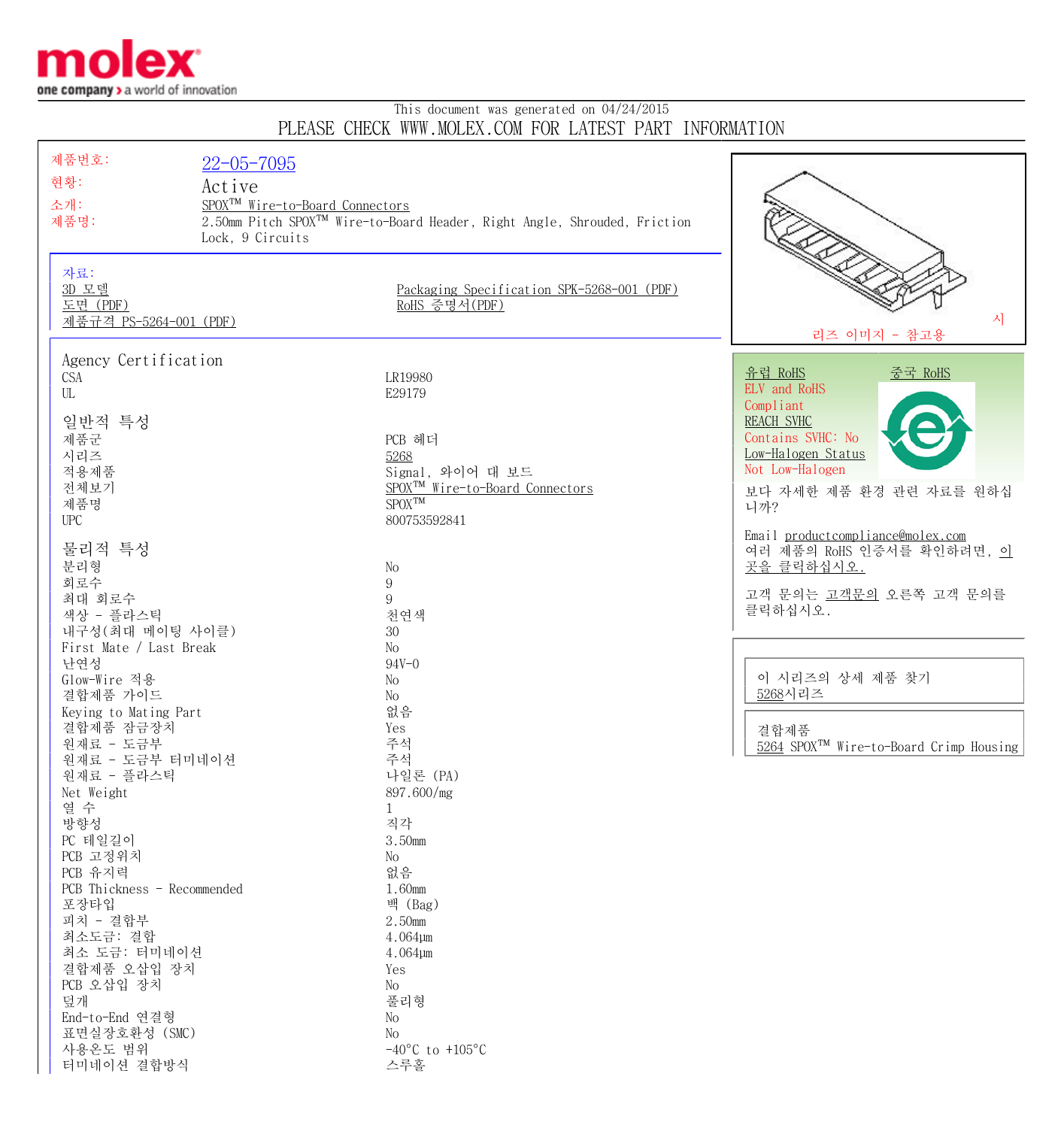molex
one company > a world of innovation

This document was generated on 04/24/2015

PLEASE CHECK WWW.MOLEX.COM FOR LATEST PART INFORMATION

| | |
|---|---|
| 제품번호: | 22-05-7095 |
| 현황: | Active |
| 소개: | SPOX™ Wire-to-Board Connectors |
| 제품명: | 2.50mm Pitch SPOX™ Wire-to-Board Header, Right Angle, Shrouded, Friction Lock, 9 Circuits |

자료:
- 3D 모델
- 도면 (PDF)
- 제품규격 PS-5264-001 (PDF)
- Packaging Specification SPK-5268-001 (PDF)
- RoHS 증명서(PDF)

시리즈 이미지 - 참고용

유럽 RoHS
ELV and RoHS
Compliant
REACH SVHC
Contains SVHC: No
Low-Halogen Status
Not Low-Halogen

중국 RoHS

보다 자세한 제품 환경 관련 자료를 원하십니까?

Email productcompliance@molex.com
여러 제품의 RoHS 인증서를 확인하려면, 이곳을 클릭하십시오.

고객 문의는 고객문의 오른쪽 고객 문의를 클릭하십시오.

이 시리즈의 상세 제품 찾기
5268시리즈

결합제품
5264 SPOX™ Wire-to-Board Crimp Housing

## Agency Certification

| | |
|---|---|
| CSA | LR19980 |
| UL | E29179 |

## 일반적 특성

| | |
|---|---|
| 제품군 | PCB 헤더 |
| 시리즈 | 5268 |
| 적용제품 | Signal, 와이어 대 보드 |
| 전체보기 | SPOX™ Wire-to-Board Connectors |
| 제품명 | SPOX™ |
| UPC | 800753592841 |

## 물리적 특성

| | |
|---|---|
| 분리형 | No |
| 회로수 | 9 |
| 최대 회로수 | 9 |
| 색상 - 플라스틱 | 천연색 |
| 내구성(최대 메이팅 사이클) | 30 |
| First Mate / Last Break | No |
| 난연성 | 94V-0 |
| Glow-Wire 적용 | No |
| 결합제품 가이드 | No |
| Keying to Mating Part | 없음 |
| 결합제품 잠금장치 | Yes |
| 원재료 - 도금부 | 주석 |
| 원재료 - 도금부 터미네이션 | 주석 |
| 원재료 - 플라스틱 | 나일론 (PA) |
| Net Weight | 897.600/mg |
| 열 수 | 1 |
| 방향성 | 직각 |
| PC 테일길이 | 3.50mm |
| PCB 고정위치 | No |
| PCB 유지력 | 없음 |
| PCB Thickness - Recommended | 1.60mm |
| 포장타입 | 백 (Bag) |
| 피치 - 결합부 | 2.50mm |
| 최소도금: 결합 | 4.064µm |
| 최소 도금: 터미네이션 | 4.064µm |
| 결합제품 오삽입 장치 | Yes |
| PCB 오삽입 장치 | No |
| 덮개 | 풀리형 |
| End-to-End 연결형 | No |
| 표면실장호환성 (SMC) | No |
| 사용온도 범위 | -40°C to +105°C |
| 터미네이션 결합방식 | 스루홀 |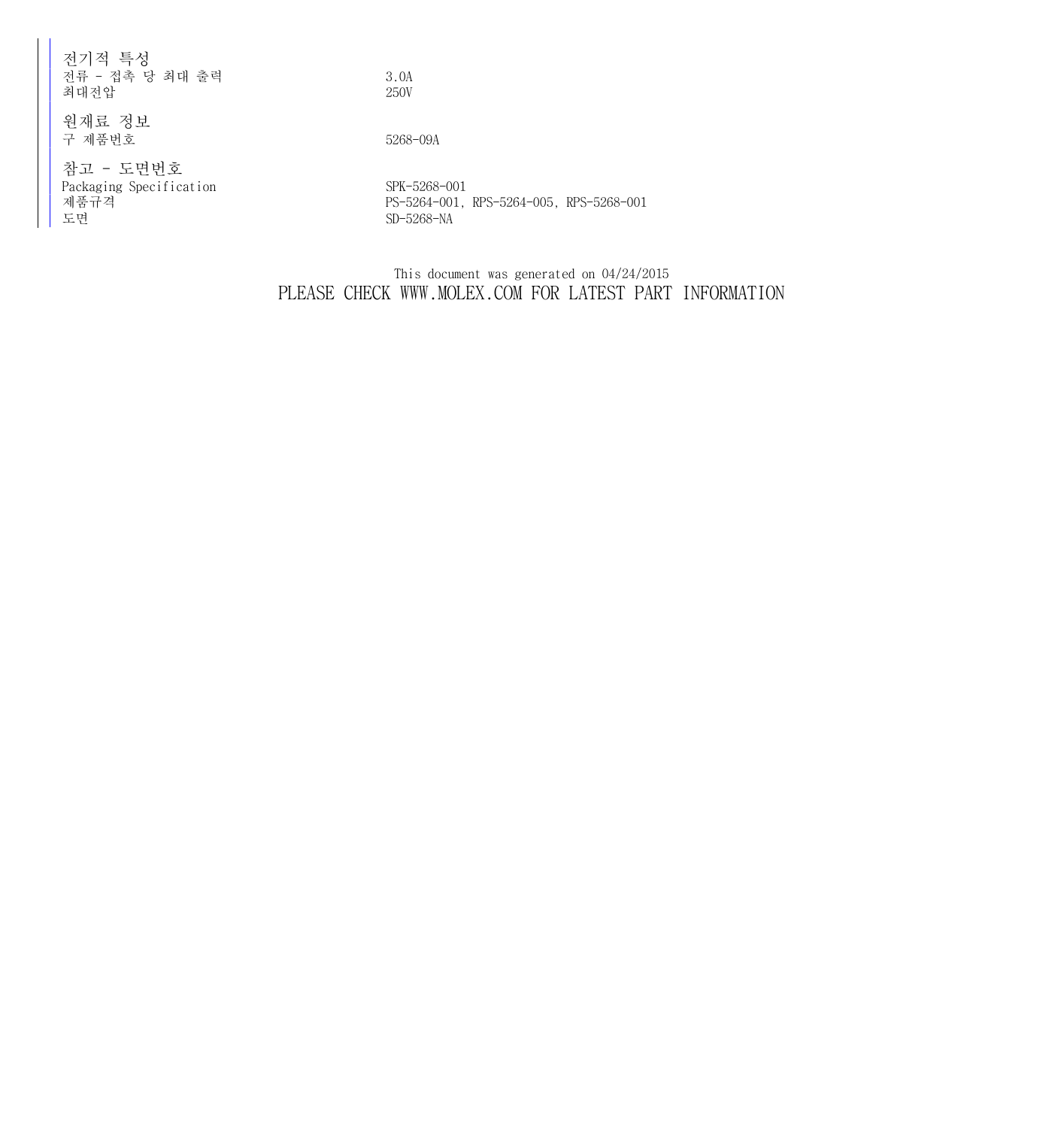### 전기적 특성

| | |
|---|---|
| 전류 - 접촉 당 최대 출력 | 3.0A |
| 최대전압 | 250V |

### 원재료 정보

| | |
|---|---|
| 구 제품번호 | 5268-09A |

### 참고 - 도면번호

| | |
|---|---|
| Packaging Specification | SPK-5268-001 |
| 제품규격 | PS-5264-001, RPS-5264-005, RPS-5268-001 |
| 도면 | SD-5268-NA |

This document was generated on 04/24/2015

PLEASE CHECK WWW.MOLEX.COM FOR LATEST PART INFORMATION